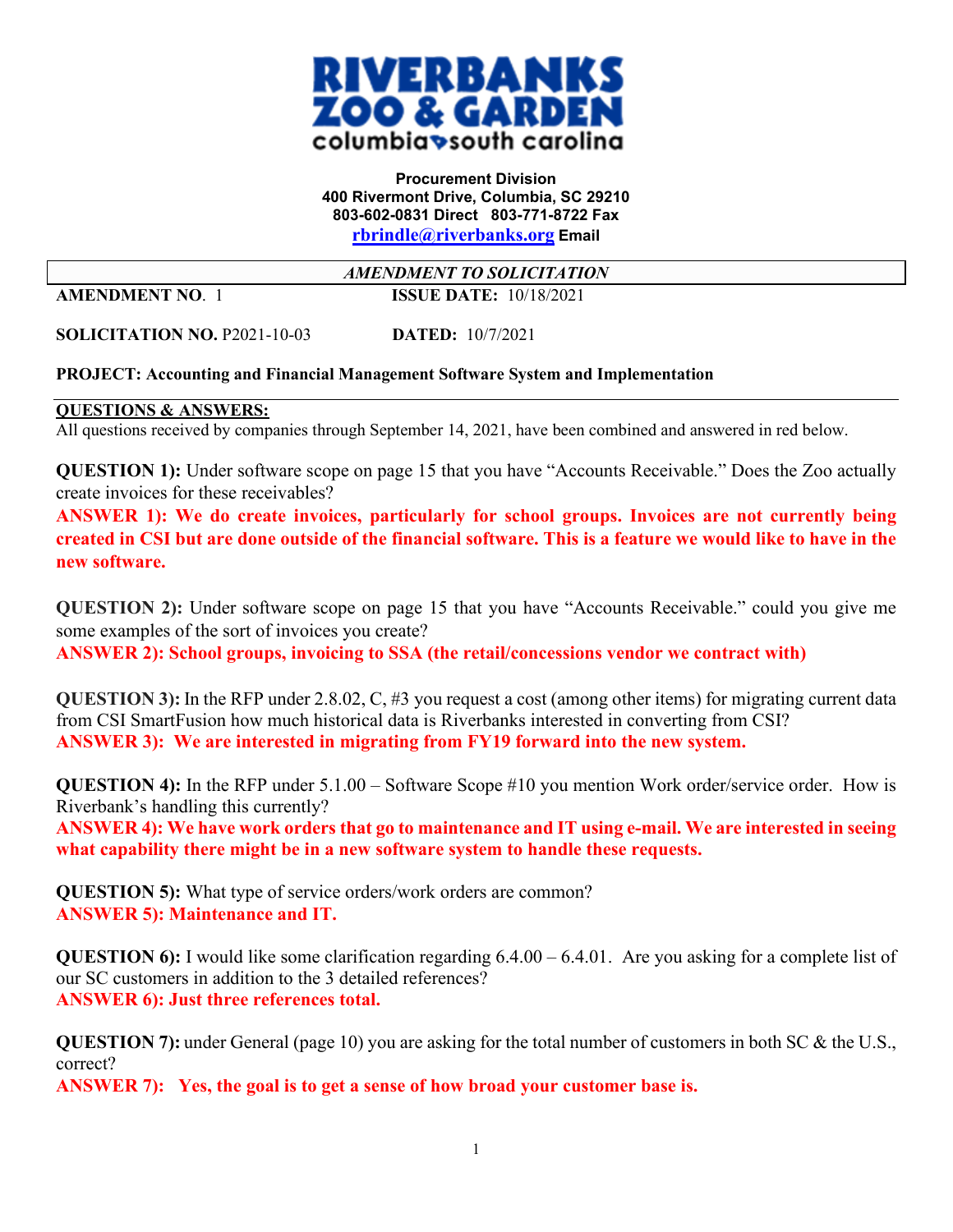**RIVERBANKS ZOO & GARDEN**
**columbia south carolina**

**Procurement Division**
**400 Rivermont Drive, Columbia, SC 29210**
**803-602-0831 Direct 803-771-8722 Fax**
**rbrindle@riverbanks.org Email**

***AMENDMENT TO SOLICITATION***

**AMENDMENT NO.** 1 **ISSUE DATE:** 10/18/2021

**SOLICITATION NO.** P2021-10-03 **DATED:** 10/7/2021

**PROJECT: Accounting and Financial Management Software System and Implementation**

**QUESTIONS & ANSWERS:**

All questions received by companies through September 14, 2021, have been combined and answered in red below.

**QUESTION 1):** Under software scope on page 15 that you have "Accounts Receivable." Does the Zoo actually create invoices for these receivables?

**ANSWER 1): We do create invoices, particularly for school groups. Invoices are not currently being created in CSI but are done outside of the financial software. This is a feature we would like to have in the new software.**

**QUESTION 2):** Under software scope on page 15 that you have "Accounts Receivable." could you give me some examples of the sort of invoices you create?

**ANSWER 2): School groups, invoicing to SSA (the retail/concessions vendor we contract with)**

**QUESTION 3):** In the RFP under 2.8.02, C, #3 you request a cost (among other items) for migrating current data from CSI SmartFusion how much historical data is Riverbanks interested in converting from CSI?

**ANSWER 3): We are interested in migrating from FY19 forward into the new system.**

**QUESTION 4):** In the RFP under 5.1.00 – Software Scope #10 you mention Work order/service order. How is Riverbank's handling this currently?

**ANSWER 4): We have work orders that go to maintenance and IT using e-mail. We are interested in seeing what capability there might be in a new software system to handle these requests.**

**QUESTION 5):** What type of service orders/work orders are common?

**ANSWER 5): Maintenance and IT.**

**QUESTION 6):** I would like some clarification regarding 6.4.00 – 6.4.01. Are you asking for a complete list of our SC customers in addition to the 3 detailed references?

**ANSWER 6): Just three references total.**

**QUESTION 7):** under General (page 10) you are asking for the total number of customers in both SC & the U.S., correct?

**ANSWER 7): Yes, the goal is to get a sense of how broad your customer base is.**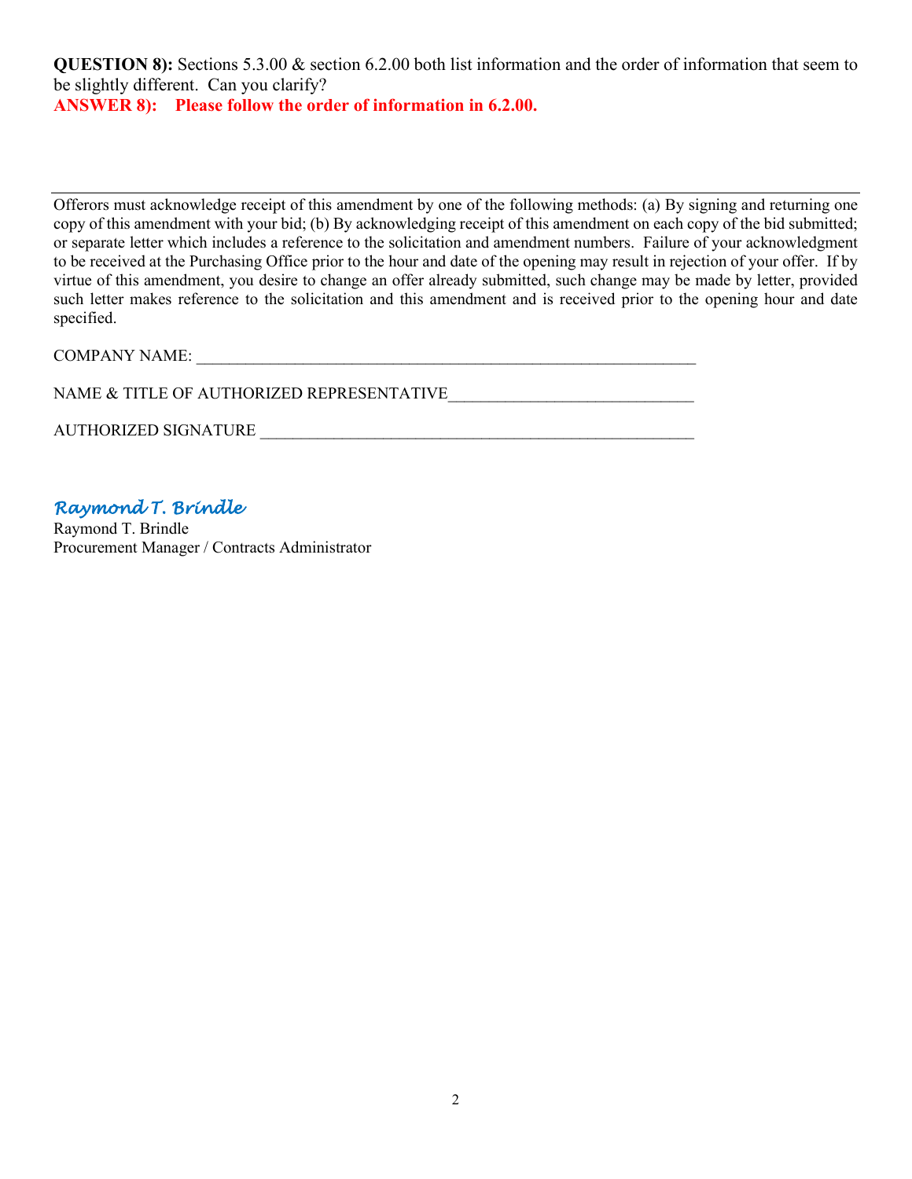**QUESTION 8):** Sections 5.3.00 & section 6.2.00 both list information and the order of information that seem to be slightly different. Can you clarify?
**ANSWER 8): Please follow the order of information in 6.2.00.**

---

Offerors must acknowledge receipt of this amendment by one of the following methods: (a) By signing and returning one copy of this amendment with your bid; (b) By acknowledging receipt of this amendment on each copy of the bid submitted; or separate letter which includes a reference to the solicitation and amendment numbers. Failure of your acknowledgment to be received at the Purchasing Office prior to the hour and date of the opening may result in rejection of your offer. If by virtue of this amendment, you desire to change an offer already submitted, such change may be made by letter, provided such letter makes reference to the solicitation and this amendment and is received prior to the opening hour and date specified.

COMPANY NAME: _______________________________________________________________

NAME & TITLE OF AUTHORIZED REPRESENTATIVE_____________________________

AUTHORIZED SIGNATURE ______________________________________________________

*Raymond T. Brindle*
Raymond T. Brindle
Procurement Manager / Contracts Administrator